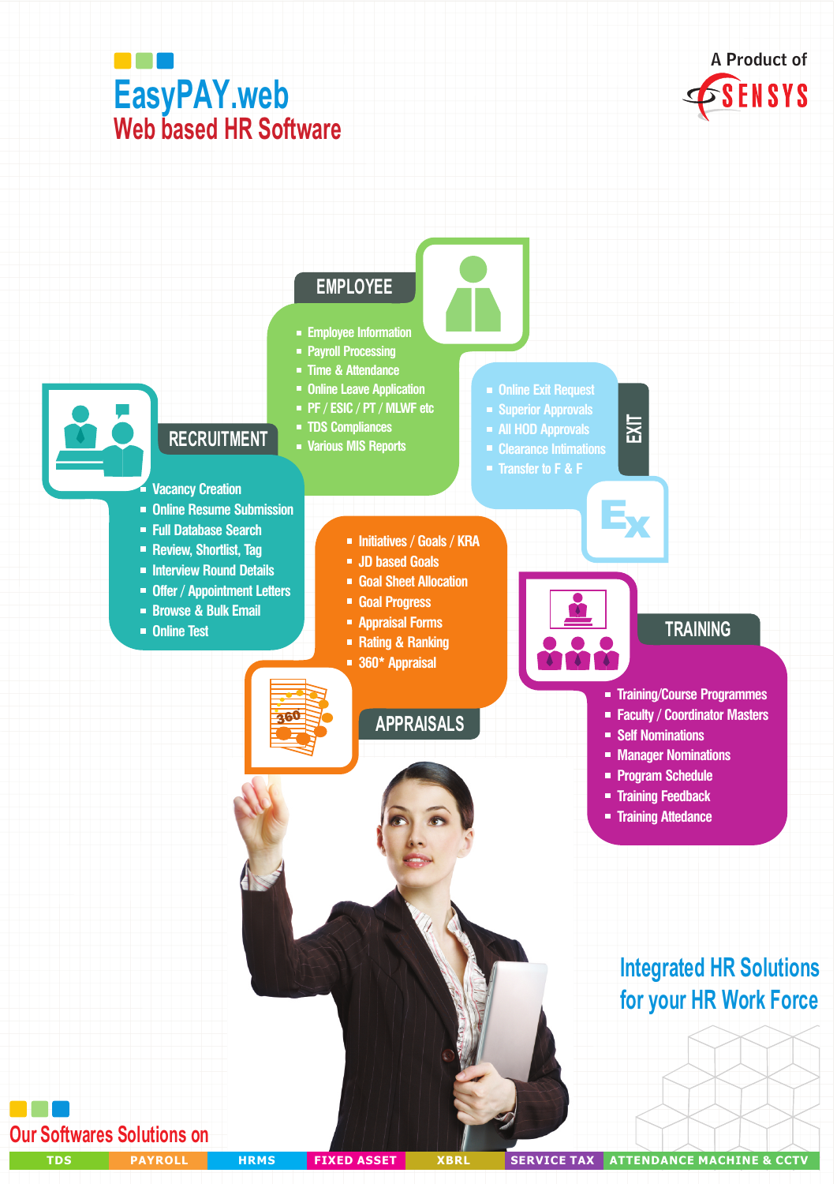# EasyPAY.web

## Web based HR Software

A Product of SENSYS

### EMPLOYEE

- Employee Information
- Payroll Processing
- Time & Attendance
- Online Leave Application
- PF / ESIC / PT / MLWF etc
- TDS Compliances
- Various MIS Reports

### RECRUITMENT

- Vacancy Creation
- Online Resume Submission
- Full Database Search
- Review, Shortlist, Tag
- Interview Round Details
- Offer / Appointment Letters
- Browse & Bulk Email
- Online Test

### EXIT

- Online Exit Request
- Superior Approvals
- All HOD Approvals
- Clearance Intimations
- Transfer to F & F

### APPRAISALS

- Initiatives / Goals / KRA
- JD based Goals
- Goal Sheet Allocation
- Goal Progress
- Appraisal Forms
- Rating & Ranking
- 360* Appraisal

### TRAINING

- Training/Course Programmes
- Faculty / Coordinator Masters
- Self Nominations
- Manager Nominations
- Program Schedule
- Training Feedback
- Training Attedance

Integrated HR Solutions for your HR Work Force

Our Softwares Solutions on

TDS | PAYROLL | HRMS | FIXED ASSET | XBRL | SERVICE TAX | ATTENDANCE MACHINE & CCTV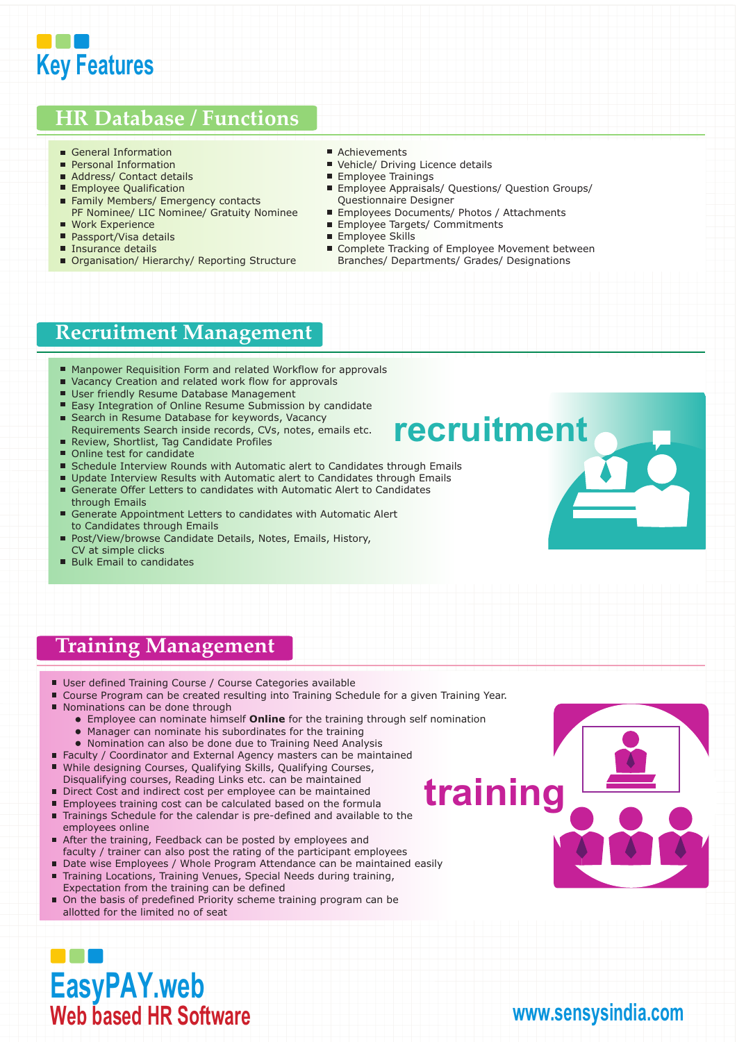# Key Features

## HR Database / Functions

- General Information
- Personal Information
- Address/ Contact details
- Employee Qualification
- Family Members/ Emergency contacts
  PF Nominee/ LIC Nominee/ Gratuity Nominee
- Work Experience
- Passport/Visa details
- Insurance details
- Organisation/ Hierarchy/ Reporting Structure
- Achievements
- Vehicle/ Driving Licence details
- Employee Trainings
- Employee Appraisals/ Questions/ Question Groups/ Questionnaire Designer
- Employees Documents/ Photos / Attachments
- Employee Targets/ Commitments
- Employee Skills
- Complete Tracking of Employee Movement between Branches/ Departments/ Grades/ Designations

## Recruitment Management

- Manpower Requisition Form and related Workflow for approvals
- Vacancy Creation and related work flow for approvals
- User friendly Resume Database Management
- Easy Integration of Online Resume Submission by candidate
- Search in Resume Database for keywords, Vacancy Requirements Search inside records, CVs, notes, emails etc.
- Review, Shortlist, Tag Candidate Profiles
- Online test for candidate
- Schedule Interview Rounds with Automatic alert to Candidates through Emails
- Update Interview Results with Automatic alert to Candidates through Emails
- Generate Offer Letters to candidates with Automatic Alert to Candidates through Emails
- Generate Appointment Letters to candidates with Automatic Alert to Candidates through Emails
- Post/View/browse Candidate Details, Notes, Emails, History, CV at simple clicks
- Bulk Email to candidates

recruitment

## Training Management

- User defined Training Course / Course Categories available
- Course Program can be created resulting into Training Schedule for a given Training Year.
- Nominations can be done through
  - Employee can nominate himself **Online** for the training through self nomination
  - Manager can nominate his subordinates for the training
  - Nomination can also be done due to Training Need Analysis
- Faculty / Coordinator and External Agency masters can be maintained
- While designing Courses, Qualifying Skills, Qualifying Courses, Disqualifying courses, Reading Links etc. can be maintained
- Direct Cost and indirect cost per employee can be maintained
- Employees training cost can be calculated based on the formula
- Trainings Schedule for the calendar is pre-defined and available to the employees online
- After the training, Feedback can be posted by employees and faculty / trainer can also post the rating of the participant employees
- Date wise Employees / Whole Program Attendance can be maintained easily
- Training Locations, Training Venues, Special Needs during training, Expectation from the training can be defined
- On the basis of predefined Priority scheme training program can be allotted for the limited no of seat

training

**EasyPAY.web**
**Web based HR Software**

www.sensysindia.com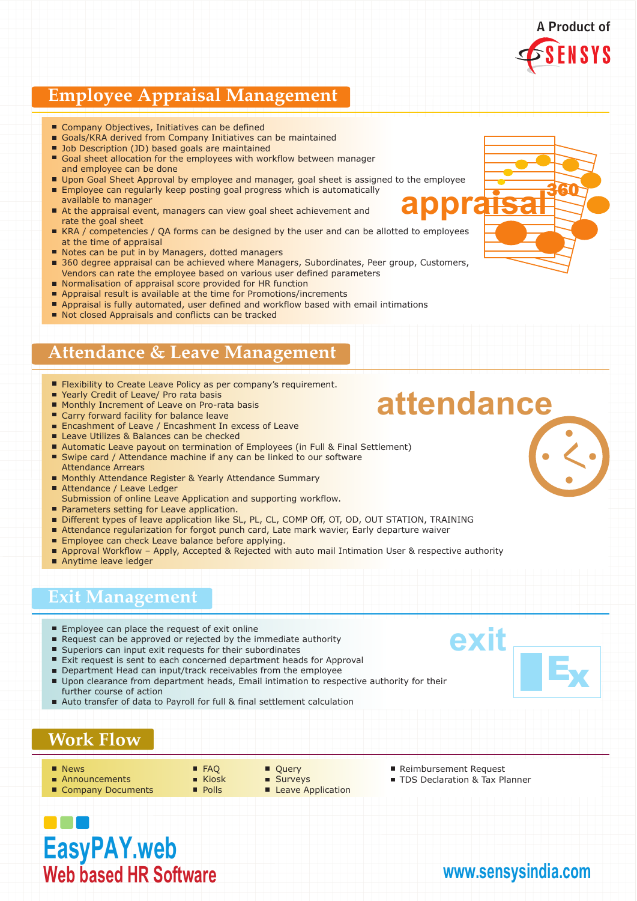A Product of SENSYS

## Employee Appraisal Management

- Company Objectives, Initiatives can be defined
- Goals/KRA derived from Company Initiatives can be maintained
- Job Description (JD) based goals are maintained
- Goal sheet allocation for the employees with workflow between manager and employee can be done
- Upon Goal Sheet Approval by employee and manager, goal sheet is assigned to the employee
- Employee can regularly keep posting goal progress which is automatically available to manager
- At the appraisal event, managers can view goal sheet achievement and rate the goal sheet
- KRA / competencies / QA forms can be designed by the user and can be allotted to employees at the time of appraisal
- Notes can be put in by Managers, dotted managers
- 360 degree appraisal can be achieved where Managers, Subordinates, Peer group, Customers, Vendors can rate the employee based on various user defined parameters
- Normalisation of appraisal score provided for HR function
- Appraisal result is available at the time for Promotions/increments
- Appraisal is fully automated, user defined and workflow based with email intimations
- Not closed Appraisals and conflicts can be tracked

## Attendance & Leave Management

- Flexibility to Create Leave Policy as per company's requirement.
- Yearly Credit of Leave/ Pro rata basis
- Monthly Increment of Leave on Pro-rata basis
- Carry forward facility for balance leave
- Encashment of Leave / Encashment In excess of Leave
- Leave Utilizes & Balances can be checked
- Automatic Leave payout on termination of Employees (in Full & Final Settlement)
- Swipe card / Attendance machine if any can be linked to our software Attendance Arrears
- Monthly Attendance Register & Yearly Attendance Summary
- Attendance / Leave Ledger Submission of online Leave Application and supporting workflow.
- Parameters setting for Leave application.
- Different types of leave application like SL, PL, CL, COMP Off, OT, OD, OUT STATION, TRAINING
- Attendance regularization for forgot punch card, Late mark wavier, Early departure waiver
- Employee can check Leave balance before applying.
- Approval Workflow – Apply, Accepted & Rejected with auto mail Intimation User & respective authority
- Anytime leave ledger

## Exit Management

- Employee can place the request of exit online
- Request can be approved or rejected by the immediate authority
- Superiors can input exit requests for their subordinates
- Exit request is sent to each concerned department heads for Approval
- Department Head can input/track receivables from the employee
- Upon clearance from department heads, Email intimation to respective authority for their further course of action
- Auto transfer of data to Payroll for full & final settlement calculation

## Work Flow

- News
- Announcements
- Company Documents
- FAQ
- Kiosk
- Polls
- Query
- Surveys
- Leave Application
- Reimbursement Request
- TDS Declaration & Tax Planner

**EasyPAY.web**
**Web based HR Software**

www.sensysindia.com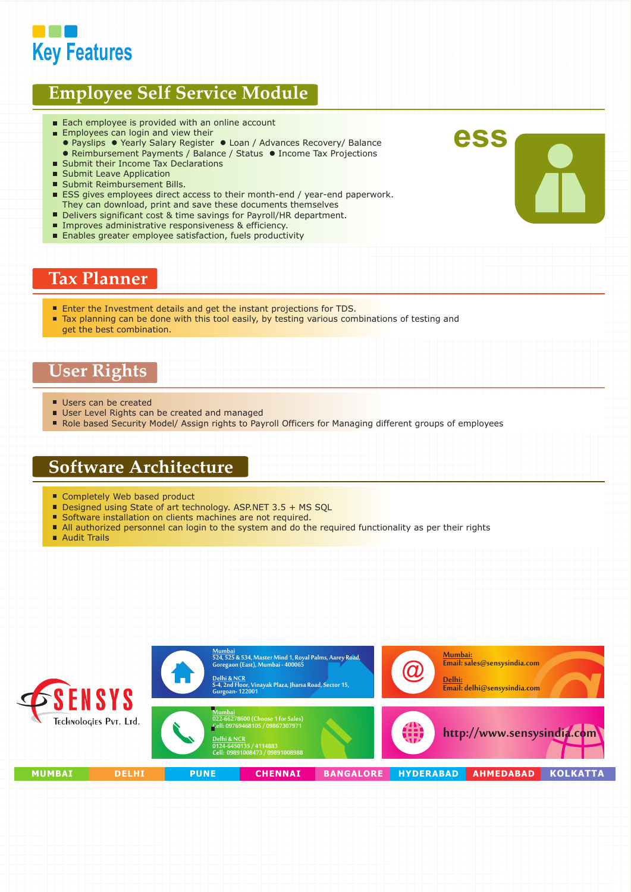# Key Features

## Employee Self Service Module

- Each employee is provided with an online account
- Employees can login and view their
  - Payslips
  - Yearly Salary Register
  - Loan / Advances Recovery/ Balance
  - Reimbursement Payments / Balance / Status
  - Income Tax Projections
- Submit their Income Tax Declarations
- Submit Leave Application
- Submit Reimbursement Bills.
- ESS gives employees direct access to their month-end / year-end paperwork. They can download, print and save these documents themselves
- Delivers significant cost & time savings for Payroll/HR department.
- Improves administrative responsiveness & efficiency.
- Enables greater employee satisfaction, fuels productivity

ess

## Tax Planner

- Enter the Investment details and get the instant projections for TDS.
- Tax planning can be done with this tool easily, by testing various combinations of testing and get the best combination.

## User Rights

- Users can be created
- User Level Rights can be created and managed
- Role based Security Model/ Assign rights to Payroll Officers for Managing different groups of employees

## Software Architecture

- Completely Web based product
- Designed using State of art technology. ASP.NET 3.5 + MS SQL
- Software installation on clients machines are not required.
- All authorized personnel can login to the system and do the required functionality as per their rights
- Audit Trails

SENSYS Technologies Pvt. Ltd.

**Mumbai**
524, 525 & 534, Master Mind 1, Royal Palms, Aarey Road, Goregaon (East), Mumbai - 400065

**Delhi & NCR**
S-4, 2nd Floor, Vinayak Plaza, Jharsa Road, Sector 15, Gurgaon- 122001

**Mumbai:**
Email: sales@sensysindia.com

**Delhi:**
Email: delhi@sensysindia.com

**Mumbai**
022-66278600 (Choose 1 for Sales)
Cell: 09769468105 / 09867307971

**Delhi & NCR**
0124-6450135 / 4114883
Cell: 09891008473 / 09891008988

http://www.sensysindia.com

MUMBAI | DELHI | PUNE | CHENNAI | BANGALORE | HYDERABAD | AHMEDABAD | KOLKATTA